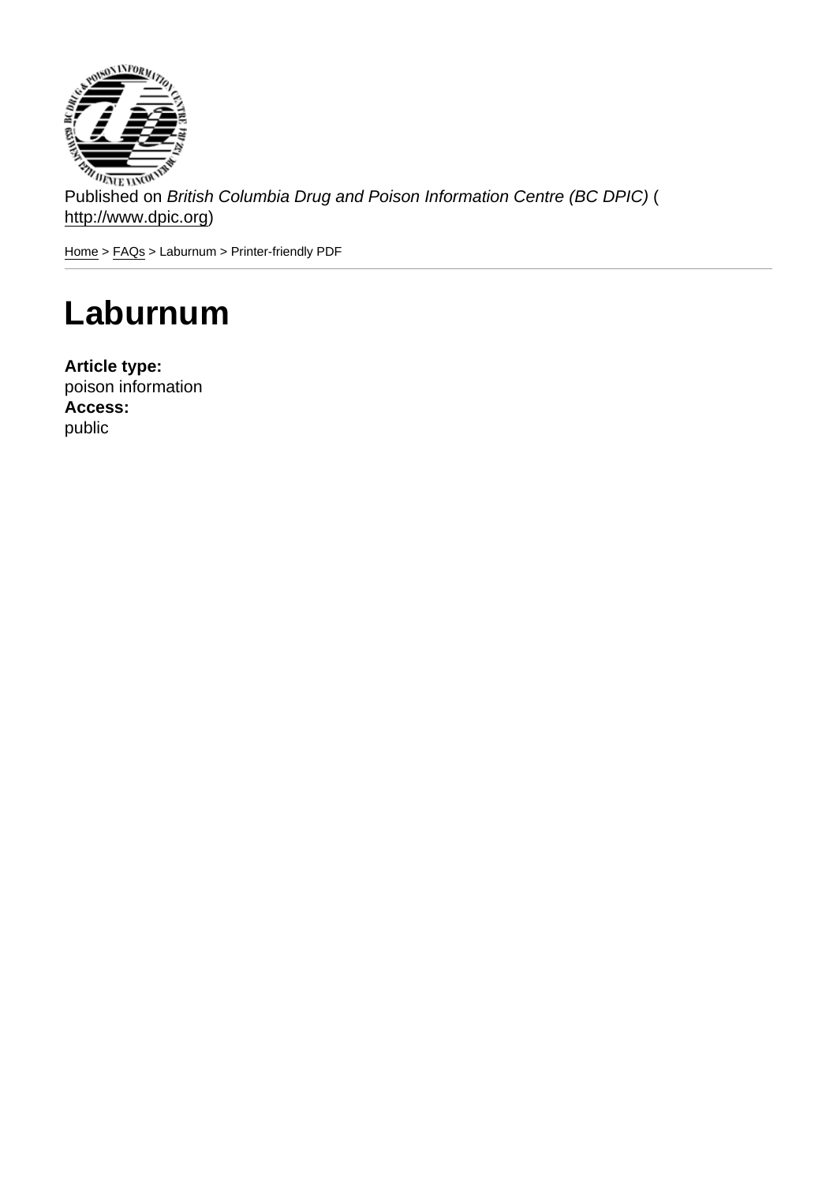Published on *British Columbia Drug and Poison Information Centre (BC DPIC)* (http://www.dpic.org)

Home > FAQs > Laburnum > Printer-friendly PDF

# Laburnum

**Article type:**
poison information
**Access:**
public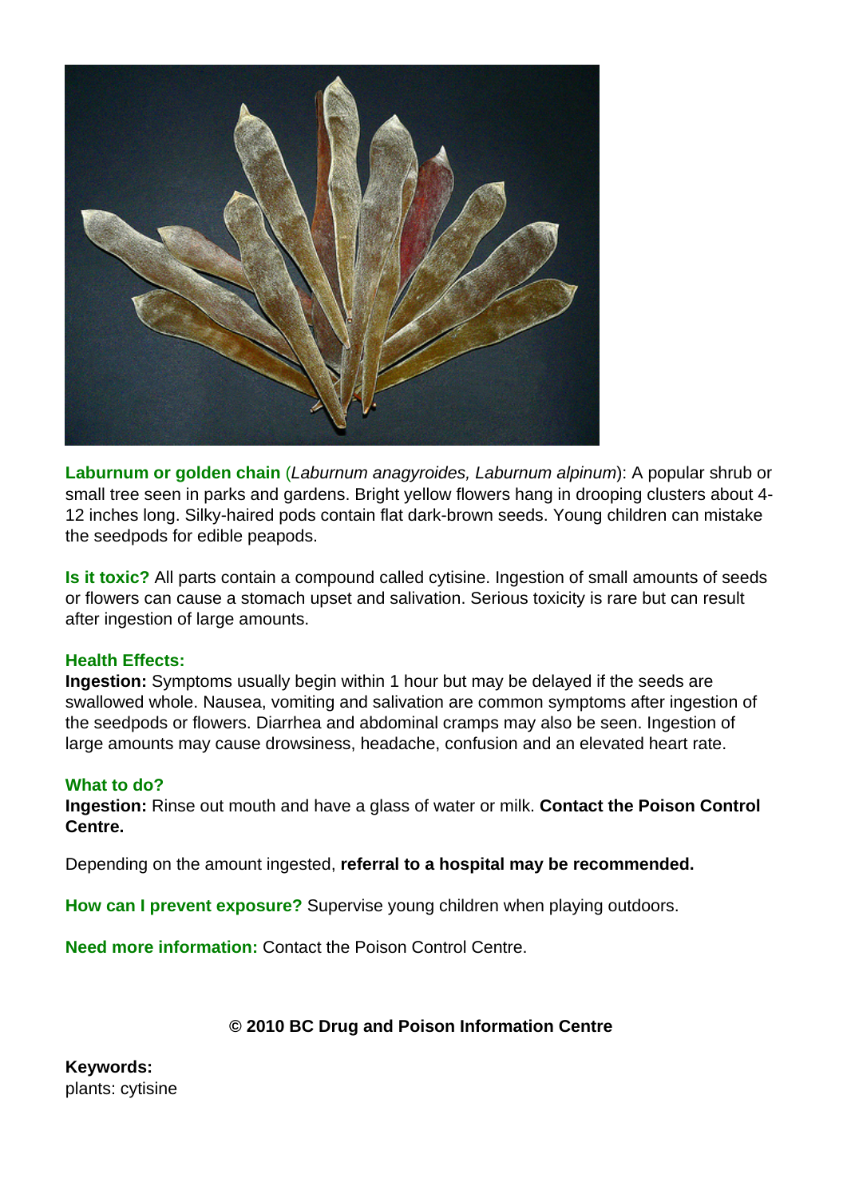**Laburnum or golden chain** (*Laburnum anagyroides, Laburnum alpinum*): A popular shrub or small tree seen in parks and gardens. Bright yellow flowers hang in drooping clusters about 4-12 inches long. Silky-haired pods contain flat dark-brown seeds. Young children can mistake the seedpods for edible peapods.

**Is it toxic?** All parts contain a compound called cytisine. Ingestion of small amounts of seeds or flowers can cause a stomach upset and salivation. Serious toxicity is rare but can result after ingestion of large amounts.

**Health Effects:**
**Ingestion:** Symptoms usually begin within 1 hour but may be delayed if the seeds are swallowed whole. Nausea, vomiting and salivation are common symptoms after ingestion of the seedpods or flowers. Diarrhea and abdominal cramps may also be seen. Ingestion of large amounts may cause drowsiness, headache, confusion and an elevated heart rate.

**What to do?**
**Ingestion:** Rinse out mouth and have a glass of water or milk. **Contact the Poison Control Centre.**

Depending on the amount ingested, **referral to a hospital may be recommended.**

**How can I prevent exposure?** Supervise young children when playing outdoors.

**Need more information:** Contact the Poison Control Centre.

**© 2010 BC Drug and Poison Information Centre**

**Keywords:**
plants: cytisine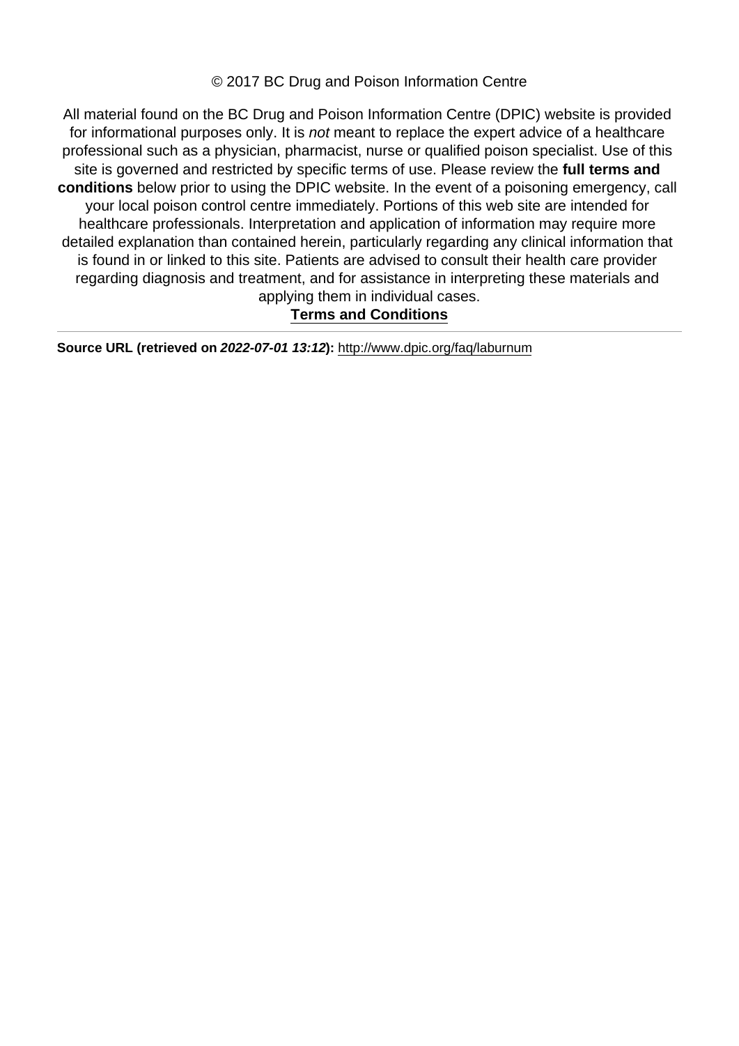© 2017 BC Drug and Poison Information Centre

All material found on the BC Drug and Poison Information Centre (DPIC) website is provided for informational purposes only. It is *not* meant to replace the expert advice of a healthcare professional such as a physician, pharmacist, nurse or qualified poison specialist. Use of this site is governed and restricted by specific terms of use. Please review the **full terms and conditions** below prior to using the DPIC website. In the event of a poisoning emergency, call your local poison control centre immediately. Portions of this web site are intended for healthcare professionals. Interpretation and application of information may require more detailed explanation than contained herein, particularly regarding any clinical information that is found in or linked to this site. Patients are advised to consult their health care provider regarding diagnosis and treatment, and for assistance in interpreting these materials and applying them in individual cases.

**Terms and Conditions**

---

**Source URL (retrieved on *2022-07-01 13:12*):** http://www.dpic.org/faq/laburnum